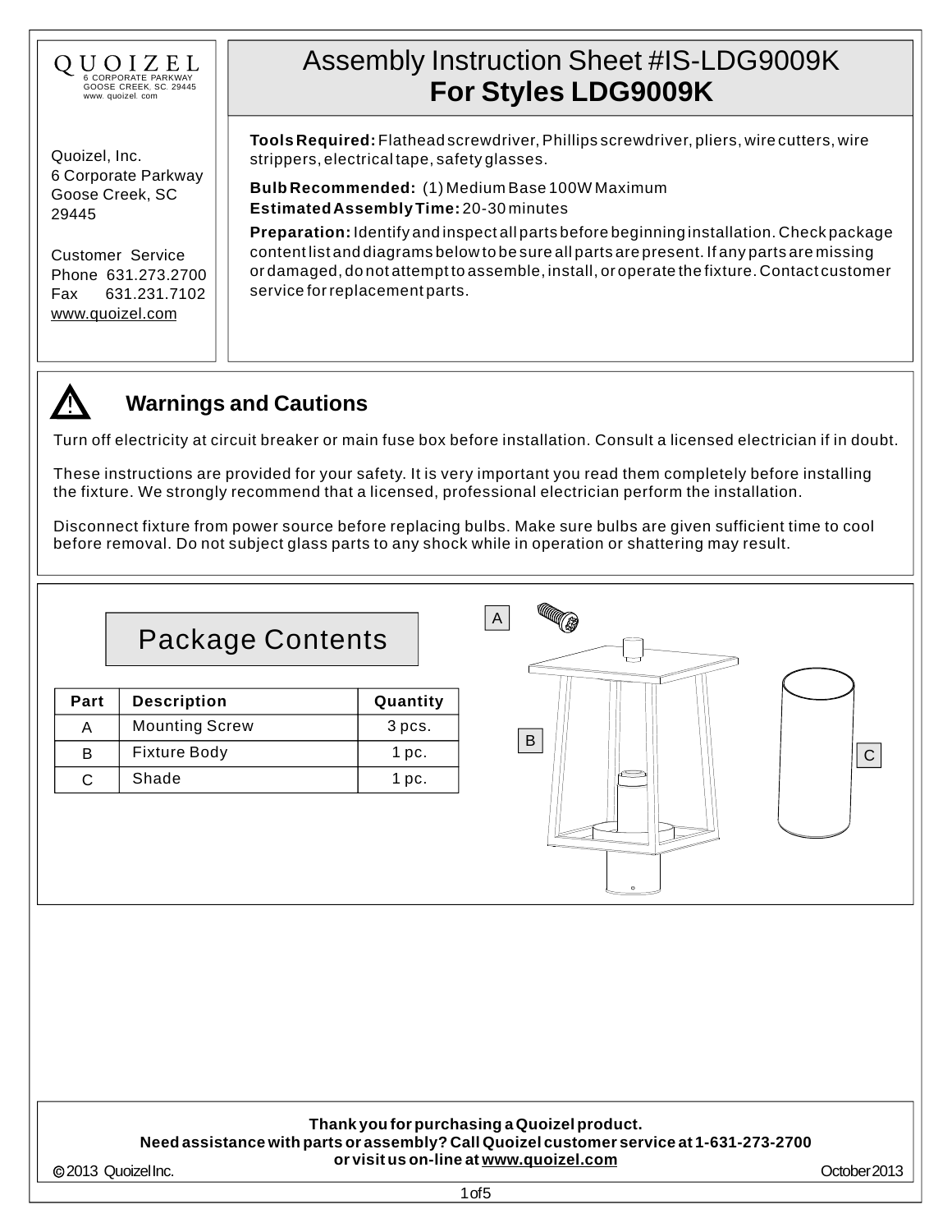QUOIZEL
6 CORPORATE PARKWAY
GOOSE CREEK, SC. 29445
www. quoizel. com

# Assembly Instruction Sheet #IS-LDG9009K
## For Styles LDG9009K

Quoizel, Inc.
6 Corporate Parkway
Goose Creek, SC
29445

Customer Service
Phone 631.273.2700
Fax 631.231.7102
www.quoizel.com

**Tools Required:** Flathead screwdriver, Phillips screwdriver, pliers, wire cutters, wire strippers, electrical tape, safety glasses.

**Bulb Recommended:** (1) Medium Base 100W Maximum
**Estimated Assembly Time:** 20-30 minutes

**Preparation:** Identify and inspect all parts before beginning installation. Check package content list and diagrams below to be sure all parts are present. If any parts are missing or damaged, do not attempt to assemble, install, or operate the fixture. Contact customer service for replacement parts.

## ⚠ Warnings and Cautions

Turn off electricity at circuit breaker or main fuse box before installation. Consult a licensed electrician if in doubt.

These instructions are provided for your safety. It is very important you read them completely before installing the fixture. We strongly recommend that a licensed, professional electrician perform the installation.

Disconnect fixture from power source before replacing bulbs. Make sure bulbs are given sufficient time to cool before removal. Do not subject glass parts to any shock while in operation or shattering may result.

## Package Contents

| Part | Description | Quantity |
|---|---|---|
| A | Mounting Screw | 3 pcs. |
| B | Fixture Body | 1 pc. |
| C | Shade | 1 pc. |

A

B

C

**Thank you for purchasing a Quoizel product.**
**Need assistance with parts or assembly? Call Quoizel customer service at 1-631-273-2700 or visit us on-line at www.quoizel.com**

© 2013 Quoizel Inc. October 2013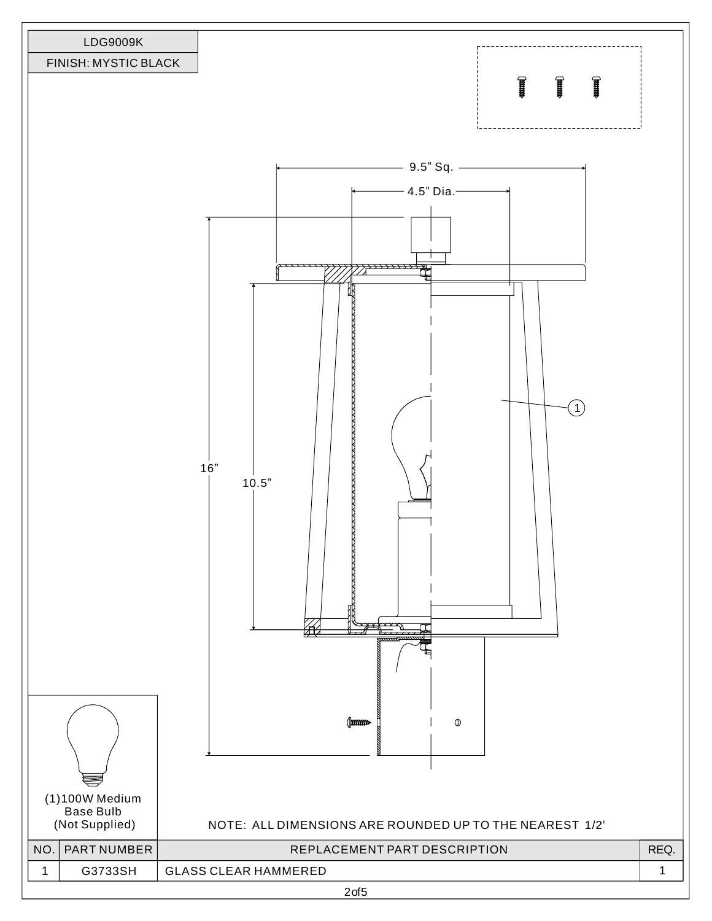| LDG9009K |
| --- |
| FINISH: MYSTIC BLACK |

9.5" Sq.

4.5" Dia.

16"

10.5"

(1)100W Medium Base Bulb (Not Supplied)

NOTE: ALL DIMENSIONS ARE ROUNDED UP TO THE NEAREST 1/2"

| NO. | PART NUMBER | REPLACEMENT PART DESCRIPTION | REQ. |
| --- | --- | --- | --- |
| 1 | G3733SH | GLASS CLEAR HAMMERED | 1 |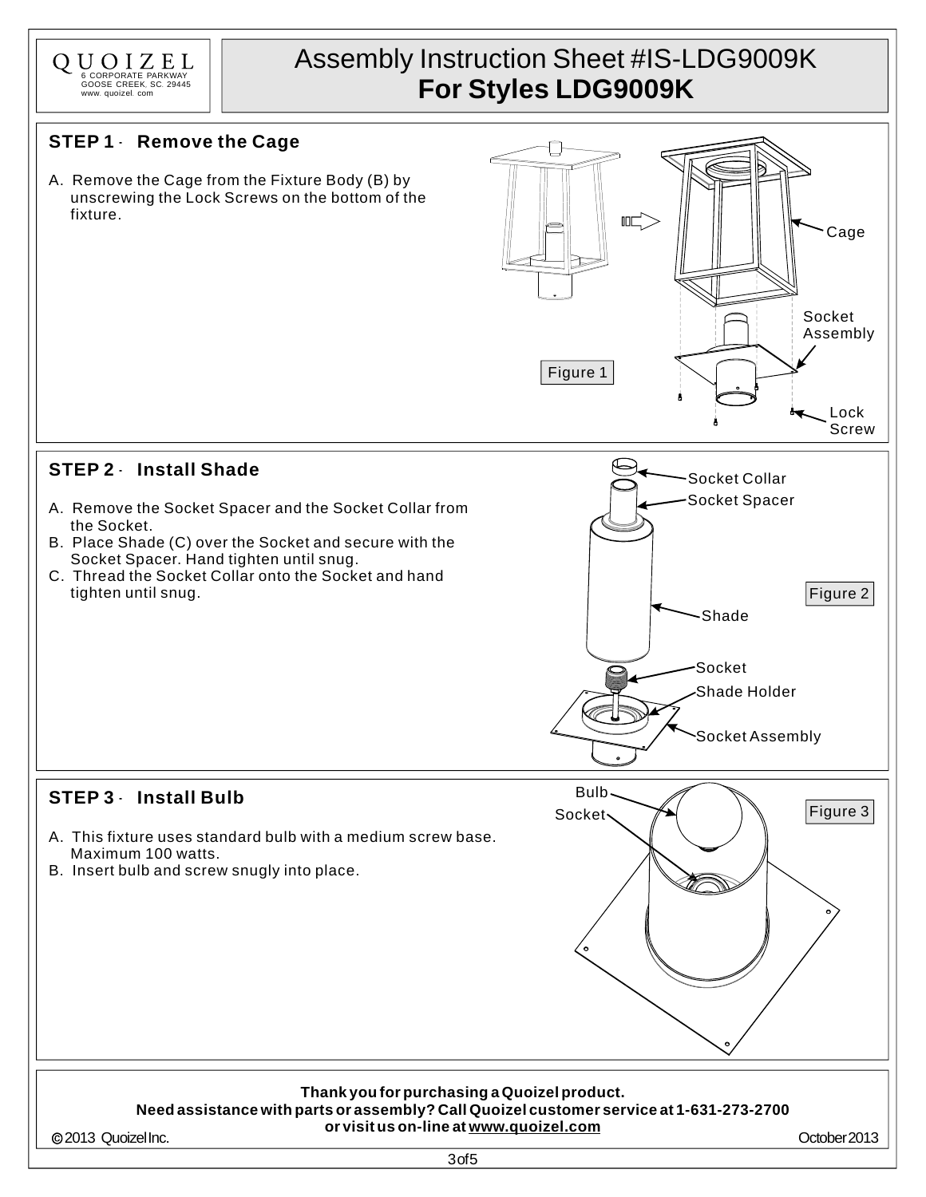QUOIZEL
6 CORPORATE PARKWAY
GOOSE CREEK, SC. 29445
www. quoizel. com

# Assembly Instruction Sheet #IS-LDG9009K
# For Styles LDG9009K

## STEP 1 - Remove the Cage

A. Remove the Cage from the Fixture Body (B) by unscrewing the Lock Screws on the bottom of the fixture.

Cage
Socket Assembly
Lock Screw

Figure 1

## STEP 2 - Install Shade

A. Remove the Socket Spacer and the Socket Collar from the Socket.
B. Place Shade (C) over the Socket and secure with the Socket Spacer. Hand tighten until snug.
C. Thread the Socket Collar onto the Socket and hand tighten until snug.

Socket Collar
Socket Spacer
Shade
Socket
Shade Holder
Socket Assembly

Figure 2

## STEP 3 - Install Bulb

A. This fixture uses standard bulb with a medium screw base. Maximum 100 watts.
B. Insert bulb and screw snugly into place.

Bulb
Socket

Figure 3

**Thank you for purchasing a Quoizel product.**
**Need assistance with parts or assembly? Call Quoizel customer service at 1-631-273-2700 or visit us on-line at www.quoizel.com**

© 2013 Quoizel Inc.
October 2013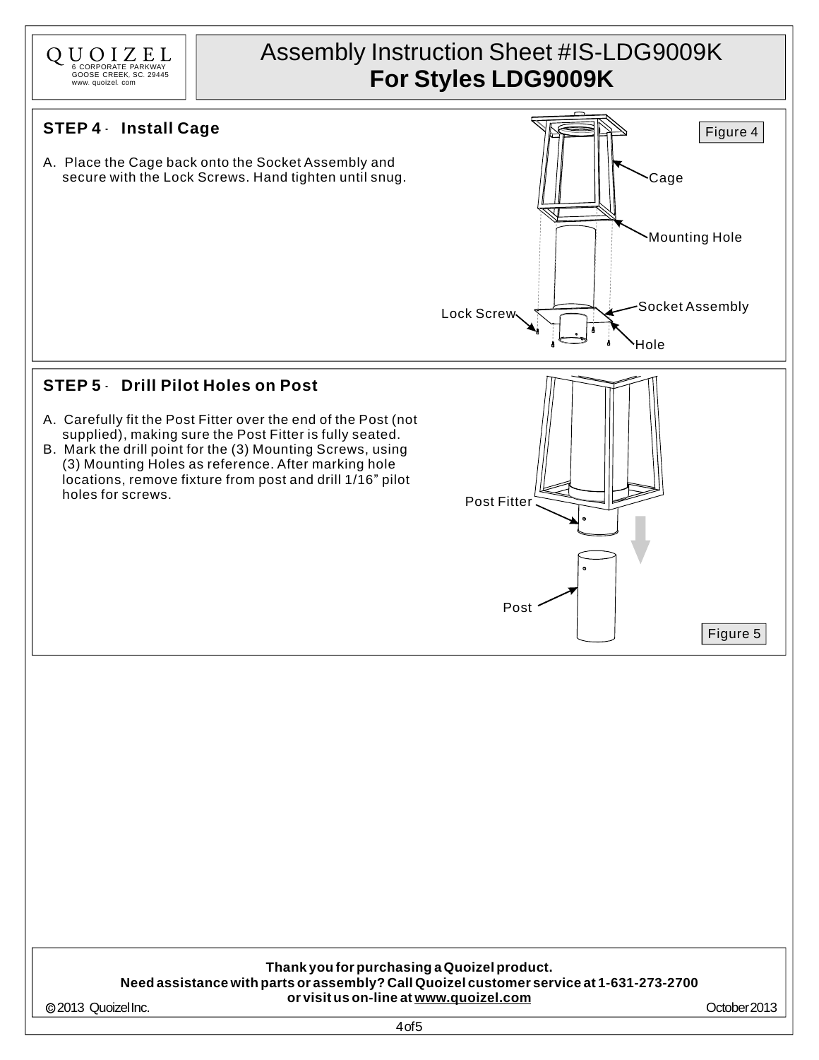QUOIZEL
6 CORPORATE PARKWAY
GOOSE CREEK, SC. 29445
www. quoizel. com

# Assembly Instruction Sheet #IS-LDG9009K
## For Styles LDG9009K

### STEP 4 - Install Cage

A. Place the Cage back onto the Socket Assembly and secure with the Lock Screws. Hand tighten until snug.

Figure 4

Cage
Mounting Hole
Socket Assembly
Lock Screw
Hole

### STEP 5 - Drill Pilot Holes on Post

A. Carefully fit the Post Fitter over the end of the Post (not supplied), making sure the Post Fitter is fully seated.
B. Mark the drill point for the (3) Mounting Screws, using (3) Mounting Holes as reference. After marking hole locations, remove fixture from post and drill 1/16" pilot holes for screws.

Post Fitter
Post

Figure 5

**Thank you for purchasing a Quoizel product.**
**Need assistance with parts or assembly? Call Quoizel customer service at 1-631-273-2700 or visit us on-line at www.quoizel.com**

© 2013 Quoizel Inc. October 2013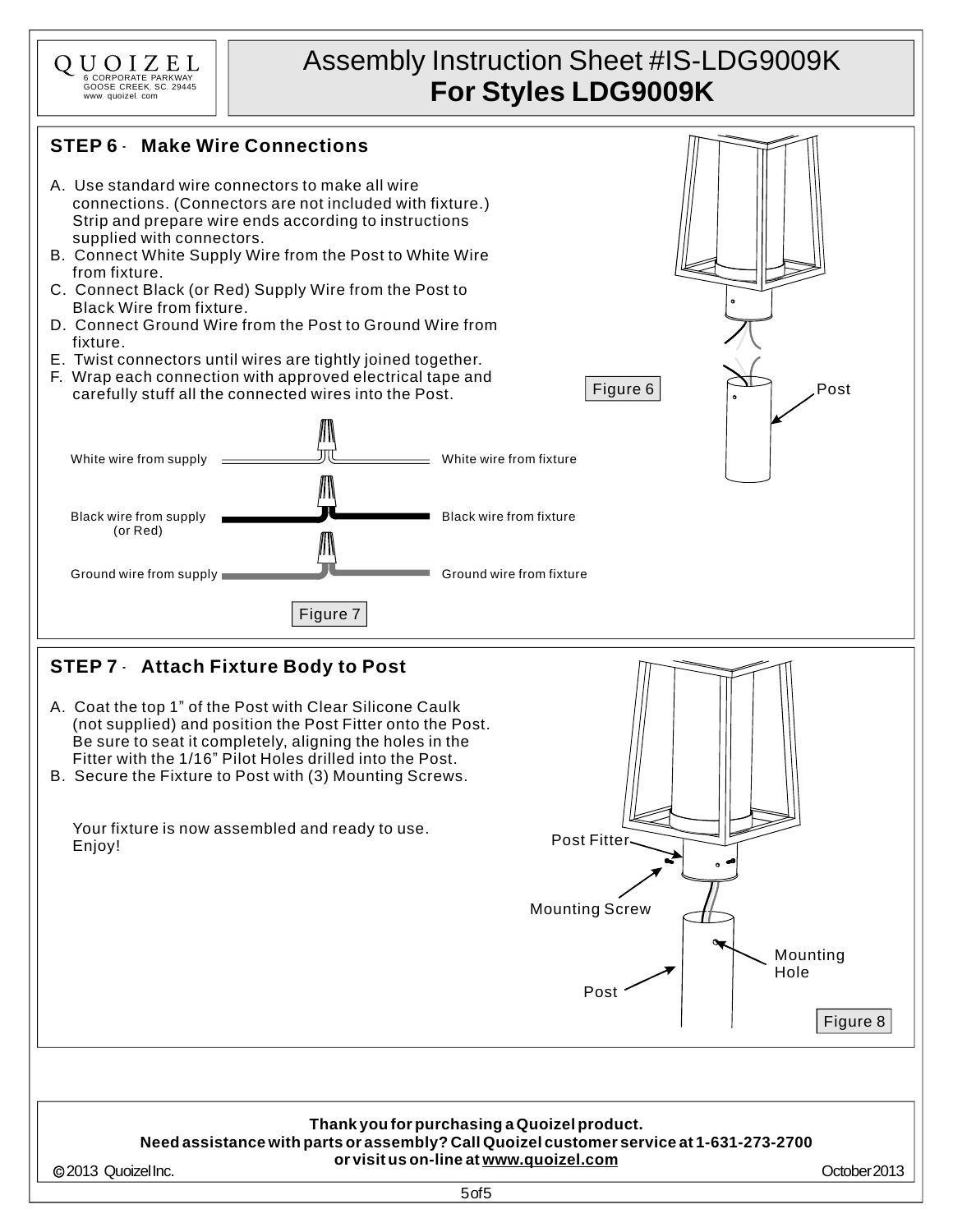QUOIZEL
6 CORPORATE PARKWAY
GOOSE CREEK, SC. 29445
www. quoizel. com

# Assembly Instruction Sheet #IS-LDG9009K
# For Styles LDG9009K

## STEP 6 - Make Wire Connections

A. Use standard wire connectors to make all wire connections. (Connectors are not included with fixture.) Strip and prepare wire ends according to instructions supplied with connectors.
B. Connect White Supply Wire from the Post to White Wire from fixture.
C. Connect Black (or Red) Supply Wire from the Post to Black Wire from fixture.
D. Connect Ground Wire from the Post to Ground Wire from fixture.
E. Twist connectors until wires are tightly joined together.
F. Wrap each connection with approved electrical tape and carefully stuff all the connected wires into the Post.

Figure 6

Post

White wire from supply
White wire from fixture
Black wire from supply (or Red)
Black wire from fixture
Ground wire from supply
Ground wire from fixture

Figure 7

## STEP 7 - Attach Fixture Body to Post

A. Coat the top 1" of the Post with Clear Silicone Caulk (not supplied) and position the Post Fitter onto the Post. Be sure to seat it completely, aligning the holes in the Fitter with the 1/16" Pilot Holes drilled into the Post.
B. Secure the Fixture to Post with (3) Mounting Screws.

Your fixture is now assembled and ready to use. Enjoy!

Post Fitter
Mounting Screw
Mounting Hole
Post

Figure 8

**Thank you for purchasing a Quoizel product.**
**Need assistance with parts or assembly? Call Quoizel customer service at 1-631-273-2700 or visit us on-line at www.quoizel.com**

© 2013 Quoizel Inc.

October 2013